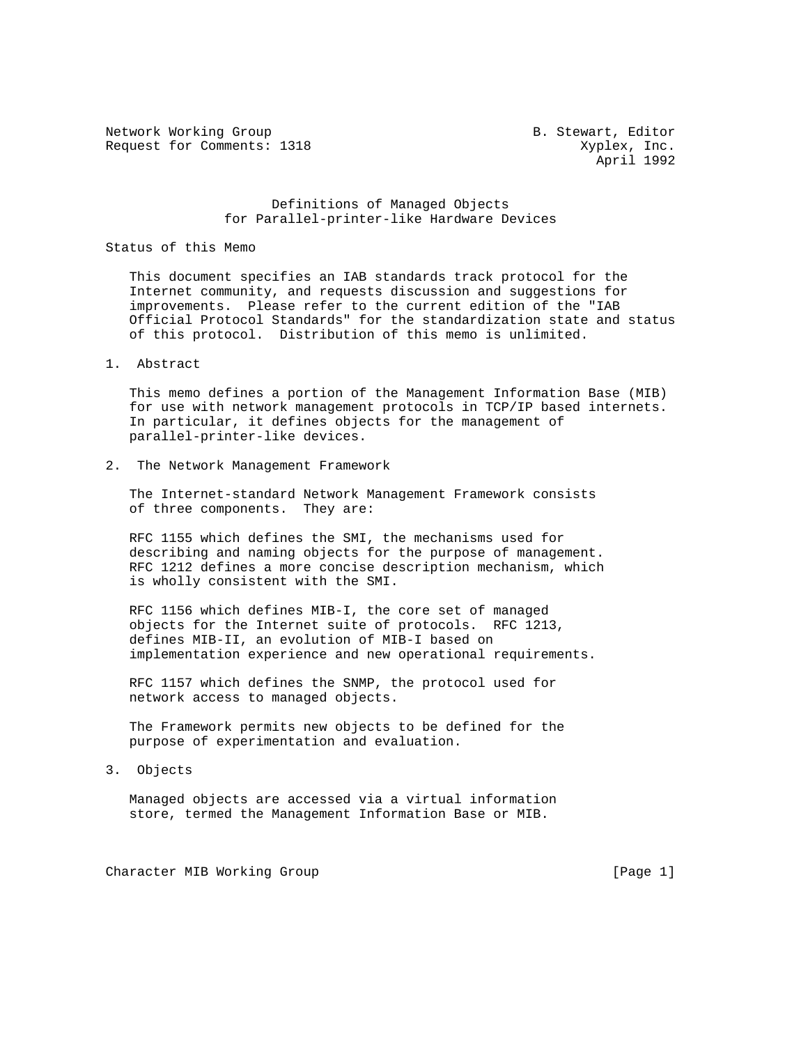Network Working Group                                    B. Stewart, Editor
Request for Comments: 1318                                    Xyplex, Inc.
                                                                April 1992

# Definitions of Managed Objects for Parallel-printer-like Hardware Devices

## Status of this Memo

This document specifies an IAB standards track protocol for the Internet community, and requests discussion and suggestions for improvements. Please refer to the current edition of the "IAB Official Protocol Standards" for the standardization state and status of this protocol. Distribution of this memo is unlimited.

## 1. Abstract

This memo defines a portion of the Management Information Base (MIB) for use with network management protocols in TCP/IP based internets. In particular, it defines objects for the management of parallel-printer-like devices.

## 2. The Network Management Framework

The Internet-standard Network Management Framework consists of three components. They are:

RFC 1155 which defines the SMI, the mechanisms used for describing and naming objects for the purpose of management. RFC 1212 defines a more concise description mechanism, which is wholly consistent with the SMI.

RFC 1156 which defines MIB-I, the core set of managed objects for the Internet suite of protocols. RFC 1213, defines MIB-II, an evolution of MIB-I based on implementation experience and new operational requirements.

RFC 1157 which defines the SNMP, the protocol used for network access to managed objects.

The Framework permits new objects to be defined for the purpose of experimentation and evaluation.

## 3. Objects

Managed objects are accessed via a virtual information store, termed the Management Information Base or MIB.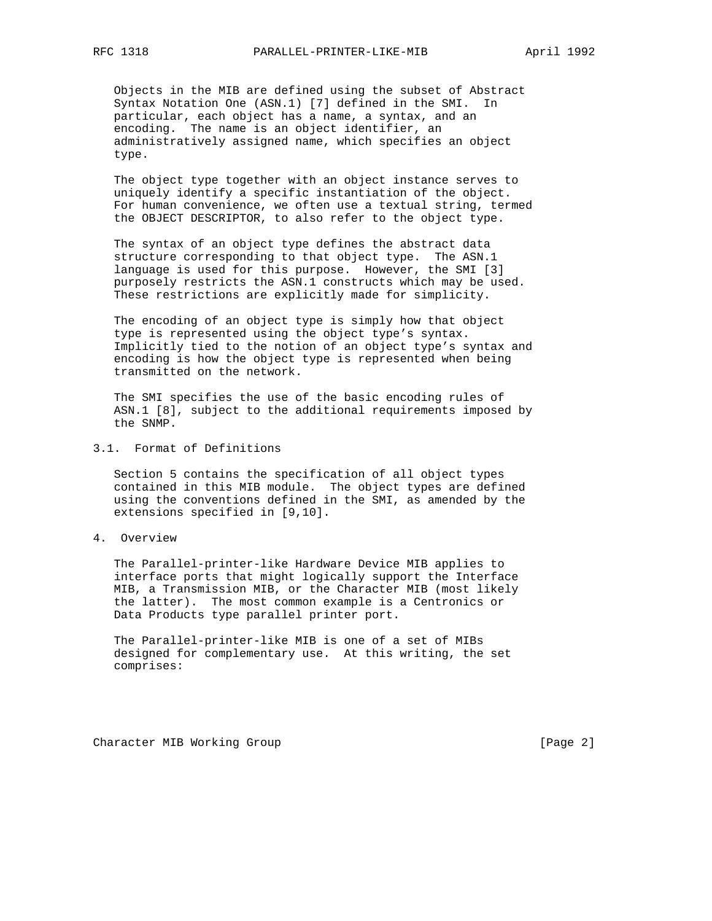Objects in the MIB are defined using the subset of Abstract Syntax Notation One (ASN.1) [7] defined in the SMI. In particular, each object has a name, a syntax, and an encoding. The name is an object identifier, an administratively assigned name, which specifies an object type.

The object type together with an object instance serves to uniquely identify a specific instantiation of the object. For human convenience, we often use a textual string, termed the OBJECT DESCRIPTOR, to also refer to the object type.

The syntax of an object type defines the abstract data structure corresponding to that object type. The ASN.1 language is used for this purpose. However, the SMI [3] purposely restricts the ASN.1 constructs which may be used. These restrictions are explicitly made for simplicity.

The encoding of an object type is simply how that object type is represented using the object type's syntax. Implicitly tied to the notion of an object type's syntax and encoding is how the object type is represented when being transmitted on the network.

The SMI specifies the use of the basic encoding rules of ASN.1 [8], subject to the additional requirements imposed by the SNMP.

### 3.1. Format of Definitions

Section 5 contains the specification of all object types contained in this MIB module. The object types are defined using the conventions defined in the SMI, as amended by the extensions specified in [9,10].

## 4. Overview

The Parallel-printer-like Hardware Device MIB applies to interface ports that might logically support the Interface MIB, a Transmission MIB, or the Character MIB (most likely the latter). The most common example is a Centronics or Data Products type parallel printer port.

The Parallel-printer-like MIB is one of a set of MIBs designed for complementary use. At this writing, the set comprises: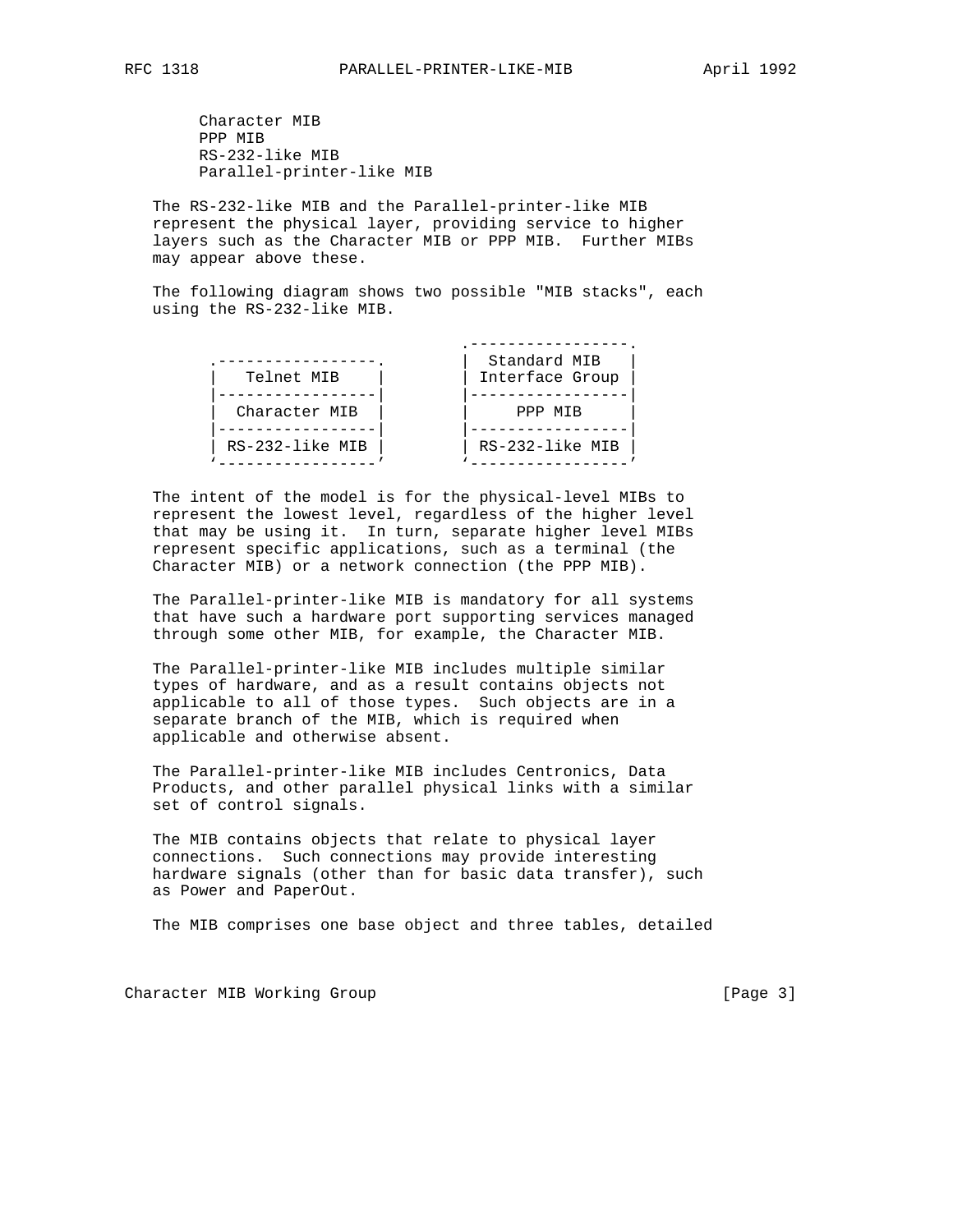Character MIB
      PPP MIB
      RS-232-like MIB
      Parallel-printer-like MIB

The RS-232-like MIB and the Parallel-printer-like MIB represent the physical layer, providing service to higher layers such as the Character MIB or PPP MIB. Further MIBs may appear above these.

The following diagram shows two possible "MIB stacks", each using the RS-232-like MIB.

```
                                  .-----------------.
   .-----------------.            |  Standard MIB   |
   |   Telnet MIB    |            | Interface Group |
   |-----------------|            |-----------------|
   |  Character MIB  |            |     PPP MIB     |
   |-----------------|            |-----------------|
   | RS-232-like MIB |            | RS-232-like MIB |
   `-----------------'            `-----------------'
```

The intent of the model is for the physical-level MIBs to represent the lowest level, regardless of the higher level that may be using it. In turn, separate higher level MIBs represent specific applications, such as a terminal (the Character MIB) or a network connection (the PPP MIB).

The Parallel-printer-like MIB is mandatory for all systems that have such a hardware port supporting services managed through some other MIB, for example, the Character MIB.

The Parallel-printer-like MIB includes multiple similar types of hardware, and as a result contains objects not applicable to all of those types. Such objects are in a separate branch of the MIB, which is required when applicable and otherwise absent.

The Parallel-printer-like MIB includes Centronics, Data Products, and other parallel physical links with a similar set of control signals.

The MIB contains objects that relate to physical layer connections. Such connections may provide interesting hardware signals (other than for basic data transfer), such as Power and PaperOut.

The MIB comprises one base object and three tables, detailed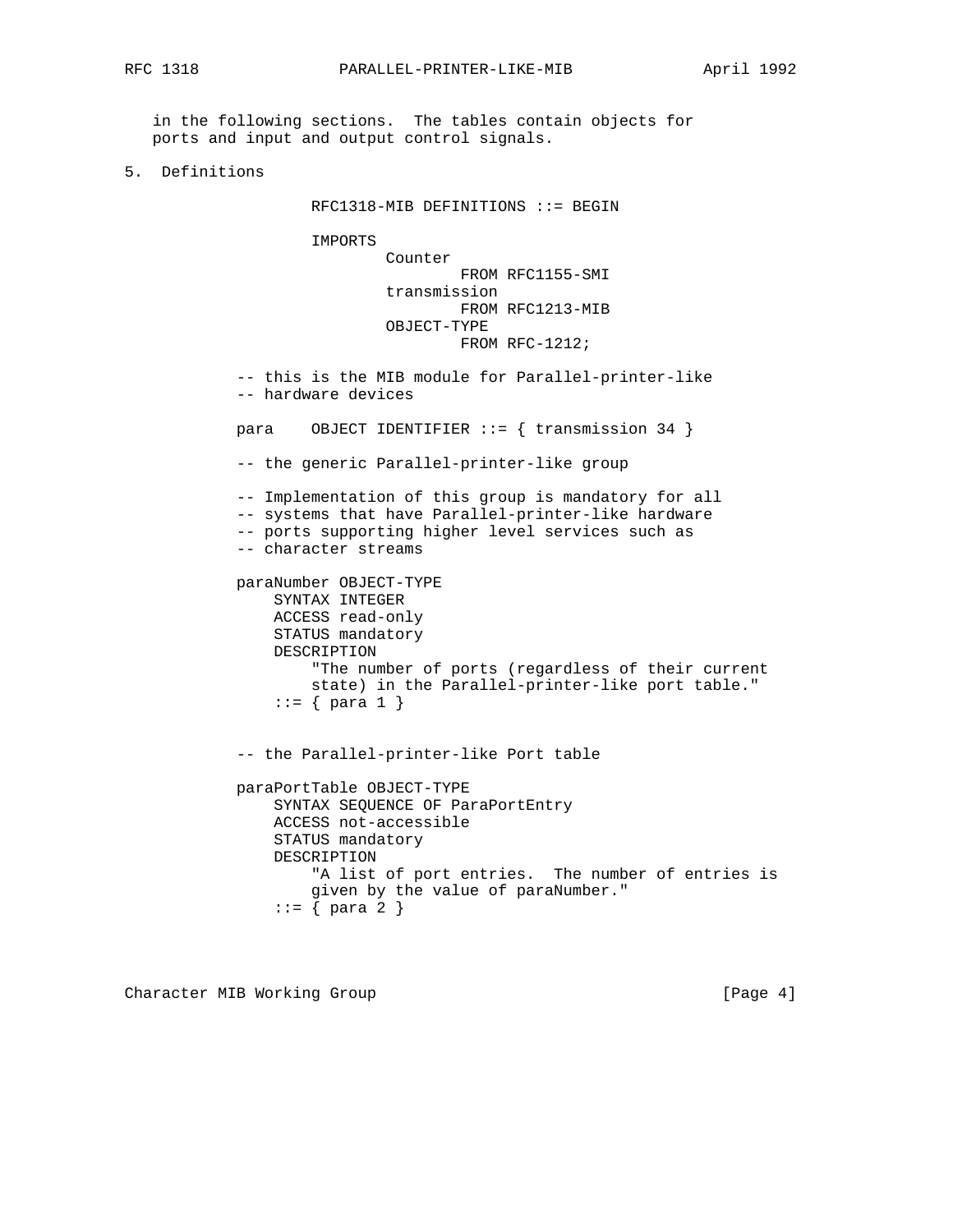in the following sections. The tables contain objects for ports and input and output control signals.

## 5. Definitions

```
                RFC1318-MIB DEFINITIONS ::= BEGIN

                IMPORTS
                        Counter
                                FROM RFC1155-SMI
                        transmission
                                FROM RFC1213-MIB
                        OBJECT-TYPE
                                FROM RFC-1212;

        -- this is the MIB module for Parallel-printer-like
        -- hardware devices

        para    OBJECT IDENTIFIER ::= { transmission 34 }

        -- the generic Parallel-printer-like group

        -- Implementation of this group is mandatory for all
        -- systems that have Parallel-printer-like hardware
        -- ports supporting higher level services such as
        -- character streams

        paraNumber OBJECT-TYPE
            SYNTAX INTEGER
            ACCESS read-only
            STATUS mandatory
            DESCRIPTION
                "The number of ports (regardless of their current
                state) in the Parallel-printer-like port table."
            ::= { para 1 }


        -- the Parallel-printer-like Port table

        paraPortTable OBJECT-TYPE
            SYNTAX SEQUENCE OF ParaPortEntry
            ACCESS not-accessible
            STATUS mandatory
            DESCRIPTION
                "A list of port entries.  The number of entries is
                given by the value of paraNumber."
            ::= { para 2 }
```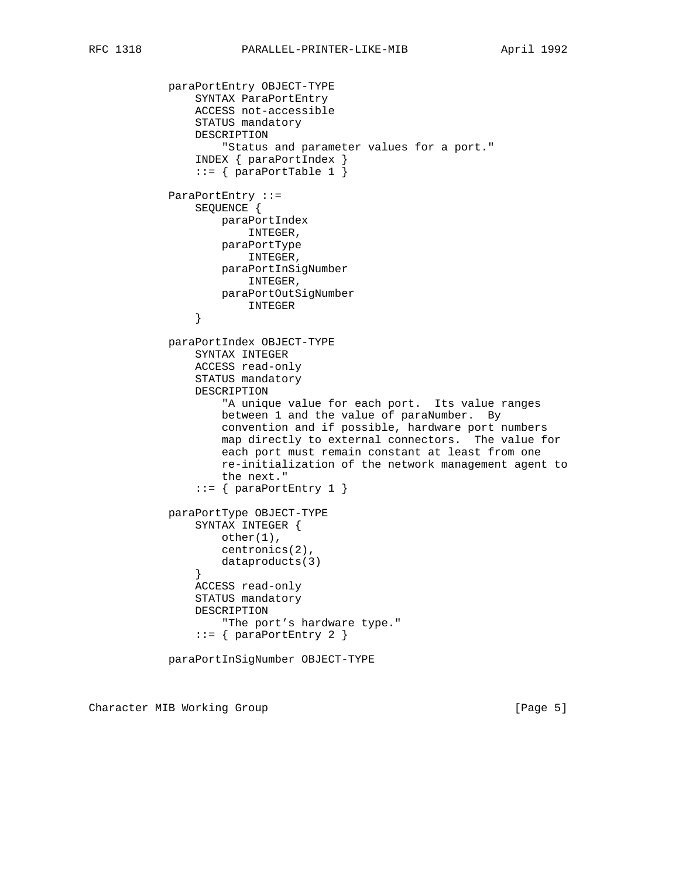```
          paraPortEntry OBJECT-TYPE
              SYNTAX ParaPortEntry
              ACCESS not-accessible
              STATUS mandatory
              DESCRIPTION
                  "Status and parameter values for a port."
              INDEX { paraPortIndex }
              ::= { paraPortTable 1 }

          ParaPortEntry ::=
              SEQUENCE {
                  paraPortIndex
                      INTEGER,
                  paraPortType
                      INTEGER,
                  paraPortInSigNumber
                      INTEGER,
                  paraPortOutSigNumber
                      INTEGER
              }

          paraPortIndex OBJECT-TYPE
              SYNTAX INTEGER
              ACCESS read-only
              STATUS mandatory
              DESCRIPTION
                  "A unique value for each port.  Its value ranges
                  between 1 and the value of paraNumber.  By
                  convention and if possible, hardware port numbers
                  map directly to external connectors.  The value for
                  each port must remain constant at least from one
                  re-initialization of the network management agent to
                  the next."
              ::= { paraPortEntry 1 }

          paraPortType OBJECT-TYPE
              SYNTAX INTEGER {
                  other(1),
                  centronics(2),
                  dataproducts(3)
              }
              ACCESS read-only
              STATUS mandatory
              DESCRIPTION
                  "The port's hardware type."
              ::= { paraPortEntry 2 }

          paraPortInSigNumber OBJECT-TYPE
```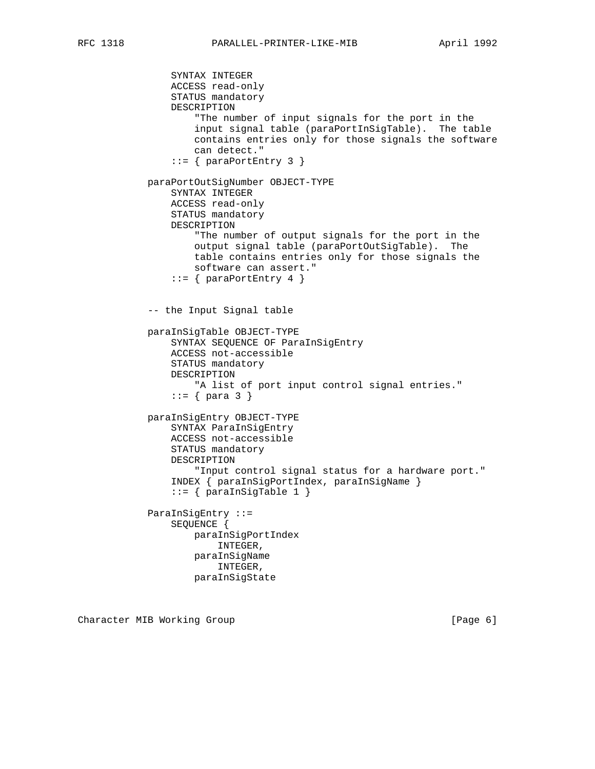```
               SYNTAX INTEGER
               ACCESS read-only
               STATUS mandatory
               DESCRIPTION
                   "The number of input signals for the port in the
                   input signal table (paraPortInSigTable).  The table
                   contains entries only for those signals the software
                   can detect."
               ::= { paraPortEntry 3 }

           paraPortOutSigNumber OBJECT-TYPE
               SYNTAX INTEGER
               ACCESS read-only
               STATUS mandatory
               DESCRIPTION
                   "The number of output signals for the port in the
                   output signal table (paraPortOutSigTable).  The
                   table contains entries only for those signals the
                   software can assert."
               ::= { paraPortEntry 4 }


           -- the Input Signal table

           paraInSigTable OBJECT-TYPE
               SYNTAX SEQUENCE OF ParaInSigEntry
               ACCESS not-accessible
               STATUS mandatory
               DESCRIPTION
                   "A list of port input control signal entries."
               ::= { para 3 }

           paraInSigEntry OBJECT-TYPE
               SYNTAX ParaInSigEntry
               ACCESS not-accessible
               STATUS mandatory
               DESCRIPTION
                   "Input control signal status for a hardware port."
               INDEX { paraInSigPortIndex, paraInSigName }
               ::= { paraInSigTable 1 }

           ParaInSigEntry ::=
               SEQUENCE {
                   paraInSigPortIndex
                       INTEGER,
                   paraInSigName
                       INTEGER,
                   paraInSigState
```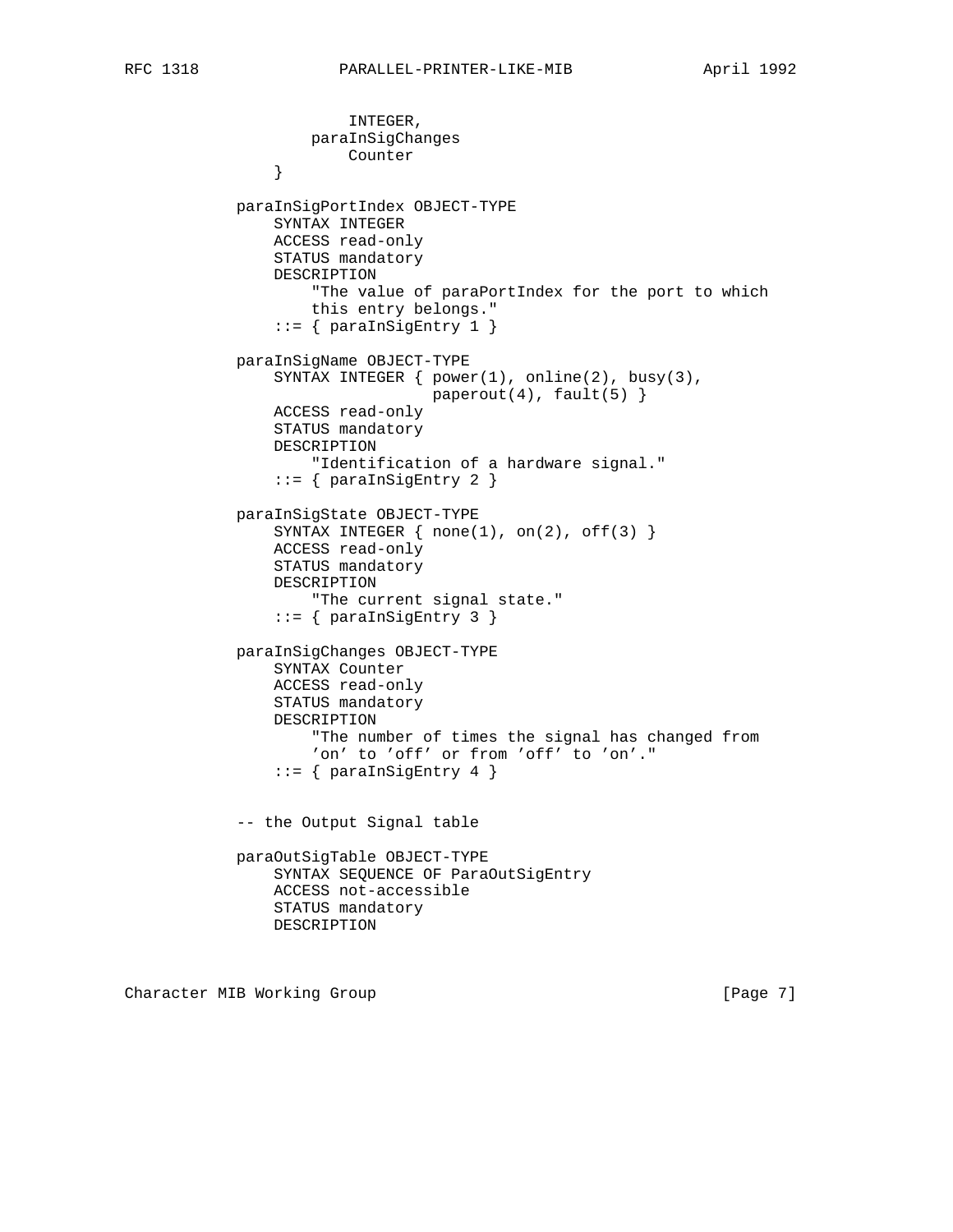```
                    INTEGER,
                paraInSigChanges
                    Counter
            }

        paraInSigPortIndex OBJECT-TYPE
            SYNTAX INTEGER
            ACCESS read-only
            STATUS mandatory
            DESCRIPTION
                "The value of paraPortIndex for the port to which
                this entry belongs."
            ::= { paraInSigEntry 1 }

        paraInSigName OBJECT-TYPE
            SYNTAX INTEGER { power(1), online(2), busy(3),
                             paperout(4), fault(5) }
            ACCESS read-only
            STATUS mandatory
            DESCRIPTION
                "Identification of a hardware signal."
            ::= { paraInSigEntry 2 }

        paraInSigState OBJECT-TYPE
            SYNTAX INTEGER { none(1), on(2), off(3) }
            ACCESS read-only
            STATUS mandatory
            DESCRIPTION
                "The current signal state."
            ::= { paraInSigEntry 3 }

        paraInSigChanges OBJECT-TYPE
            SYNTAX Counter
            ACCESS read-only
            STATUS mandatory
            DESCRIPTION
                "The number of times the signal has changed from
                'on' to 'off' or from 'off' to 'on'."
            ::= { paraInSigEntry 4 }


        -- the Output Signal table

        paraOutSigTable OBJECT-TYPE
            SYNTAX SEQUENCE OF ParaOutSigEntry
            ACCESS not-accessible
            STATUS mandatory
            DESCRIPTION
```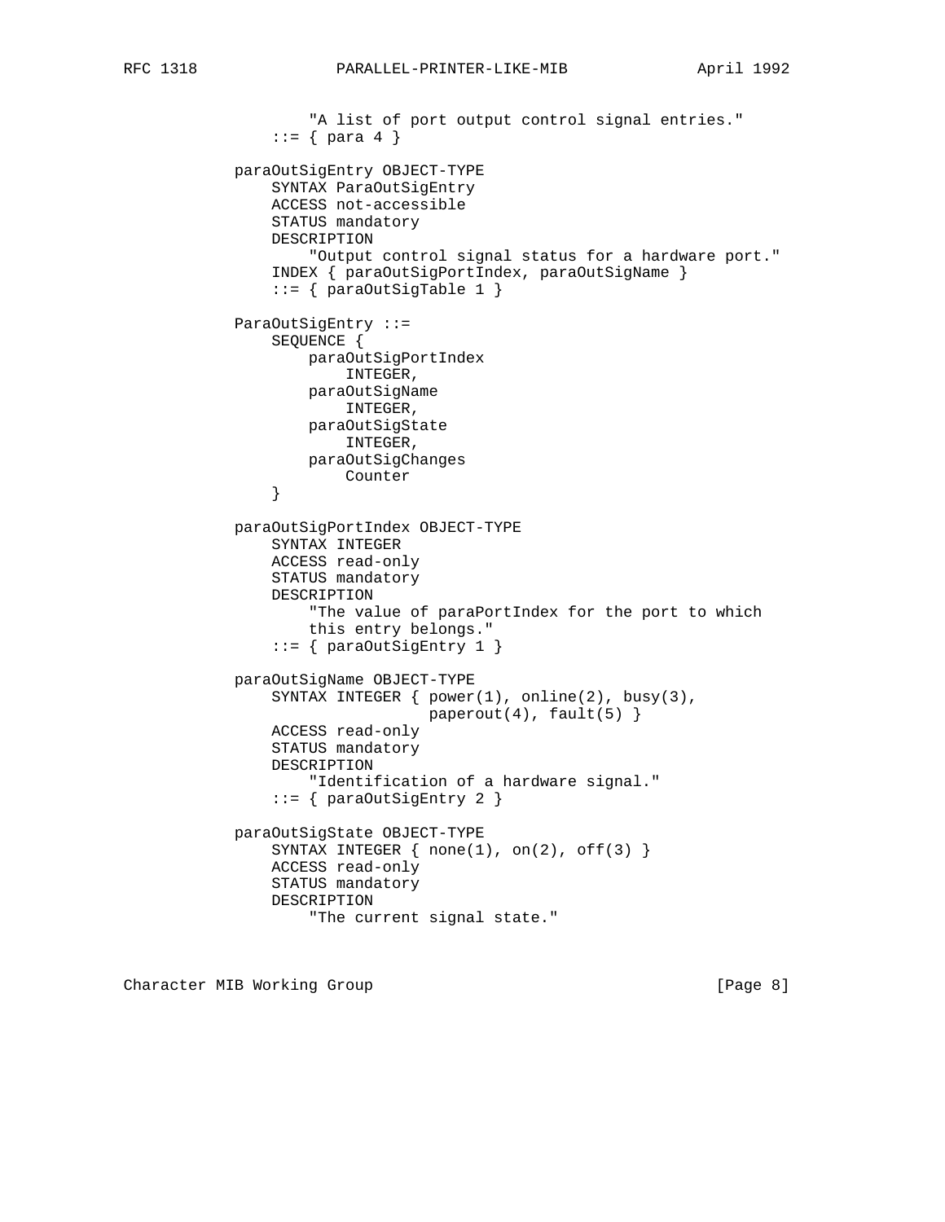```
                "A list of port output control signal entries."
            ::= { para 4 }

        paraOutSigEntry OBJECT-TYPE
            SYNTAX ParaOutSigEntry
            ACCESS not-accessible
            STATUS mandatory
            DESCRIPTION
                "Output control signal status for a hardware port."
            INDEX { paraOutSigPortIndex, paraOutSigName }
            ::= { paraOutSigTable 1 }

        ParaOutSigEntry ::=
            SEQUENCE {
                paraOutSigPortIndex
                    INTEGER,
                paraOutSigName
                    INTEGER,
                paraOutSigState
                    INTEGER,
                paraOutSigChanges
                    Counter
            }

        paraOutSigPortIndex OBJECT-TYPE
            SYNTAX INTEGER
            ACCESS read-only
            STATUS mandatory
            DESCRIPTION
                "The value of paraPortIndex for the port to which
                this entry belongs."
            ::= { paraOutSigEntry 1 }

        paraOutSigName OBJECT-TYPE
            SYNTAX INTEGER { power(1), online(2), busy(3),
                             paperout(4), fault(5) }
            ACCESS read-only
            STATUS mandatory
            DESCRIPTION
                "Identification of a hardware signal."
            ::= { paraOutSigEntry 2 }

        paraOutSigState OBJECT-TYPE
            SYNTAX INTEGER { none(1), on(2), off(3) }
            ACCESS read-only
            STATUS mandatory
            DESCRIPTION
                "The current signal state."
```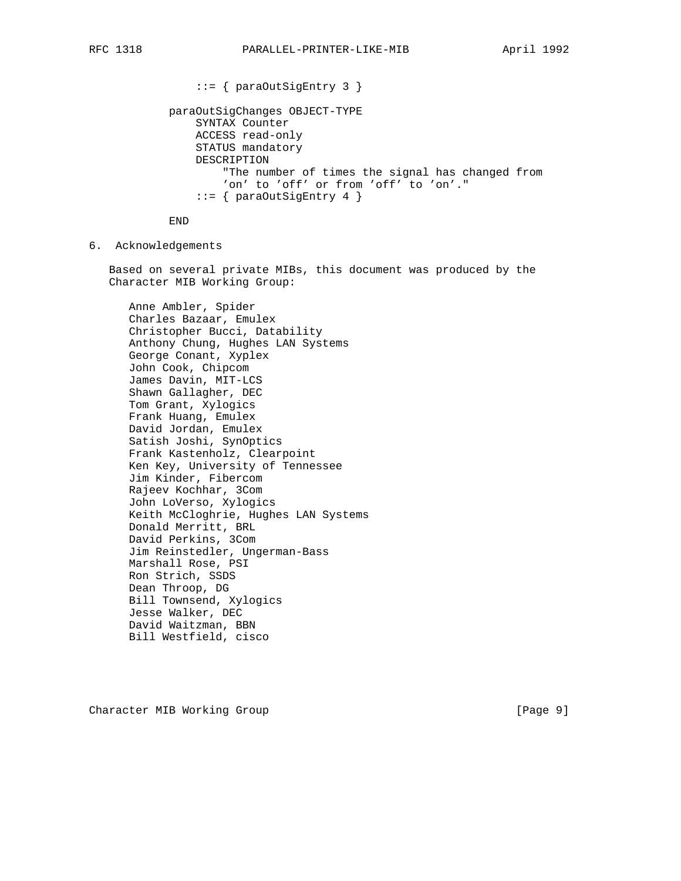```
                ::= { paraOutSigEntry 3 }

            paraOutSigChanges OBJECT-TYPE
                SYNTAX Counter
                ACCESS read-only
                STATUS mandatory
                DESCRIPTION
                    "The number of times the signal has changed from
                    'on' to 'off' or from 'off' to 'on'."
                ::= { paraOutSigEntry 4 }

            END
```

## 6. Acknowledgements

Based on several private MIBs, this document was produced by the Character MIB Working Group:

Anne Ambler, Spider
Charles Bazaar, Emulex
Christopher Bucci, Datability
Anthony Chung, Hughes LAN Systems
George Conant, Xyplex
John Cook, Chipcom
James Davin, MIT-LCS
Shawn Gallagher, DEC
Tom Grant, Xylogics
Frank Huang, Emulex
David Jordan, Emulex
Satish Joshi, SynOptics
Frank Kastenholz, Clearpoint
Ken Key, University of Tennessee
Jim Kinder, Fibercom
Rajeev Kochhar, 3Com
John LoVerso, Xylogics
Keith McCloghrie, Hughes LAN Systems
Donald Merritt, BRL
David Perkins, 3Com
Jim Reinstedler, Ungerman-Bass
Marshall Rose, PSI
Ron Strich, SSDS
Dean Throop, DG
Bill Townsend, Xylogics
Jesse Walker, DEC
David Waitzman, BBN
Bill Westfield, cisco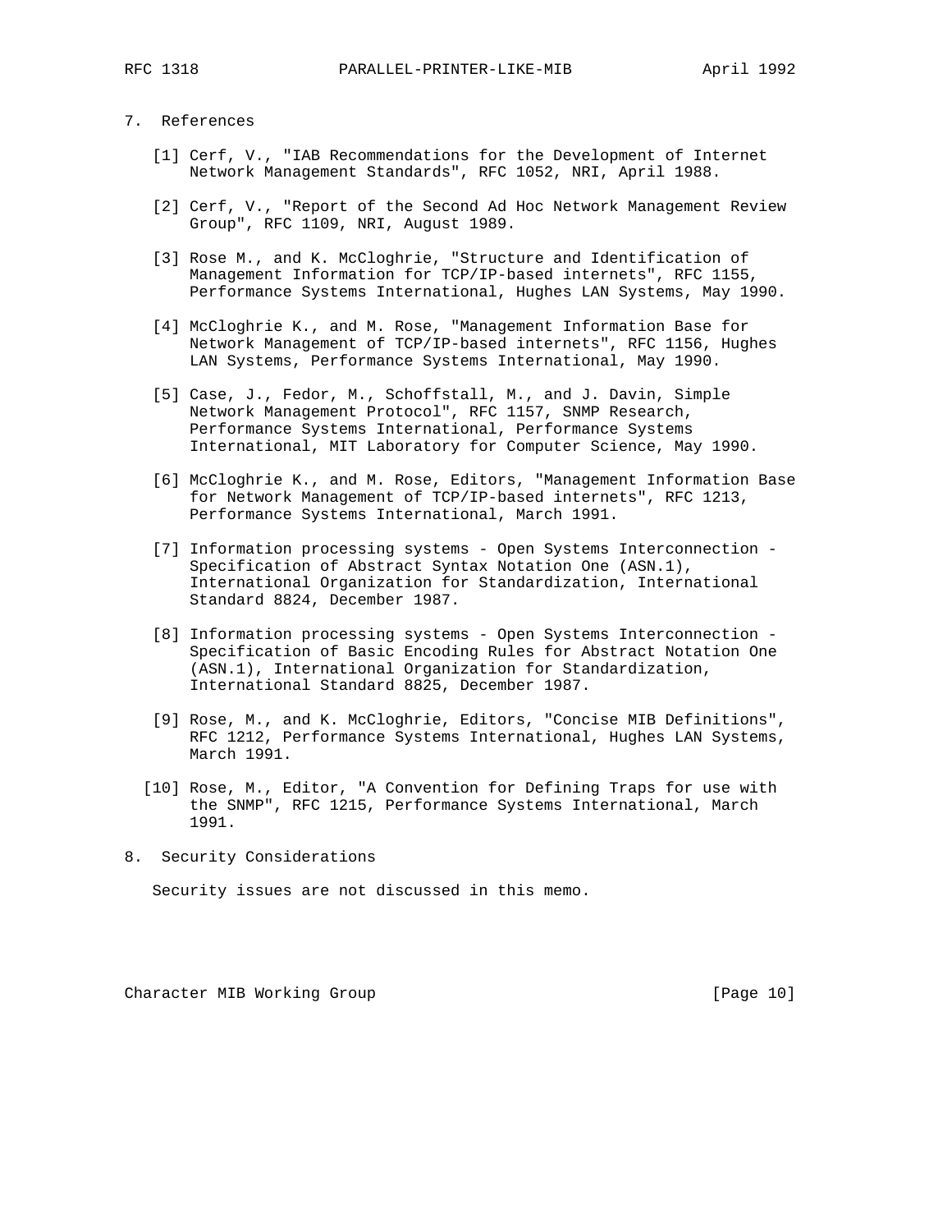## 7. References

[1] Cerf, V., "IAB Recommendations for the Development of Internet Network Management Standards", RFC 1052, NRI, April 1988.

[2] Cerf, V., "Report of the Second Ad Hoc Network Management Review Group", RFC 1109, NRI, August 1989.

[3] Rose M., and K. McCloghrie, "Structure and Identification of Management Information for TCP/IP-based internets", RFC 1155, Performance Systems International, Hughes LAN Systems, May 1990.

[4] McCloghrie K., and M. Rose, "Management Information Base for Network Management of TCP/IP-based internets", RFC 1156, Hughes LAN Systems, Performance Systems International, May 1990.

[5] Case, J., Fedor, M., Schoffstall, M., and J. Davin, Simple Network Management Protocol", RFC 1157, SNMP Research, Performance Systems International, Performance Systems International, MIT Laboratory for Computer Science, May 1990.

[6] McCloghrie K., and M. Rose, Editors, "Management Information Base for Network Management of TCP/IP-based internets", RFC 1213, Performance Systems International, March 1991.

[7] Information processing systems - Open Systems Interconnection - Specification of Abstract Syntax Notation One (ASN.1), International Organization for Standardization, International Standard 8824, December 1987.

[8] Information processing systems - Open Systems Interconnection - Specification of Basic Encoding Rules for Abstract Notation One (ASN.1), International Organization for Standardization, International Standard 8825, December 1987.

[9] Rose, M., and K. McCloghrie, Editors, "Concise MIB Definitions", RFC 1212, Performance Systems International, Hughes LAN Systems, March 1991.

[10] Rose, M., Editor, "A Convention for Defining Traps for use with the SNMP", RFC 1215, Performance Systems International, March 1991.

## 8. Security Considerations

Security issues are not discussed in this memo.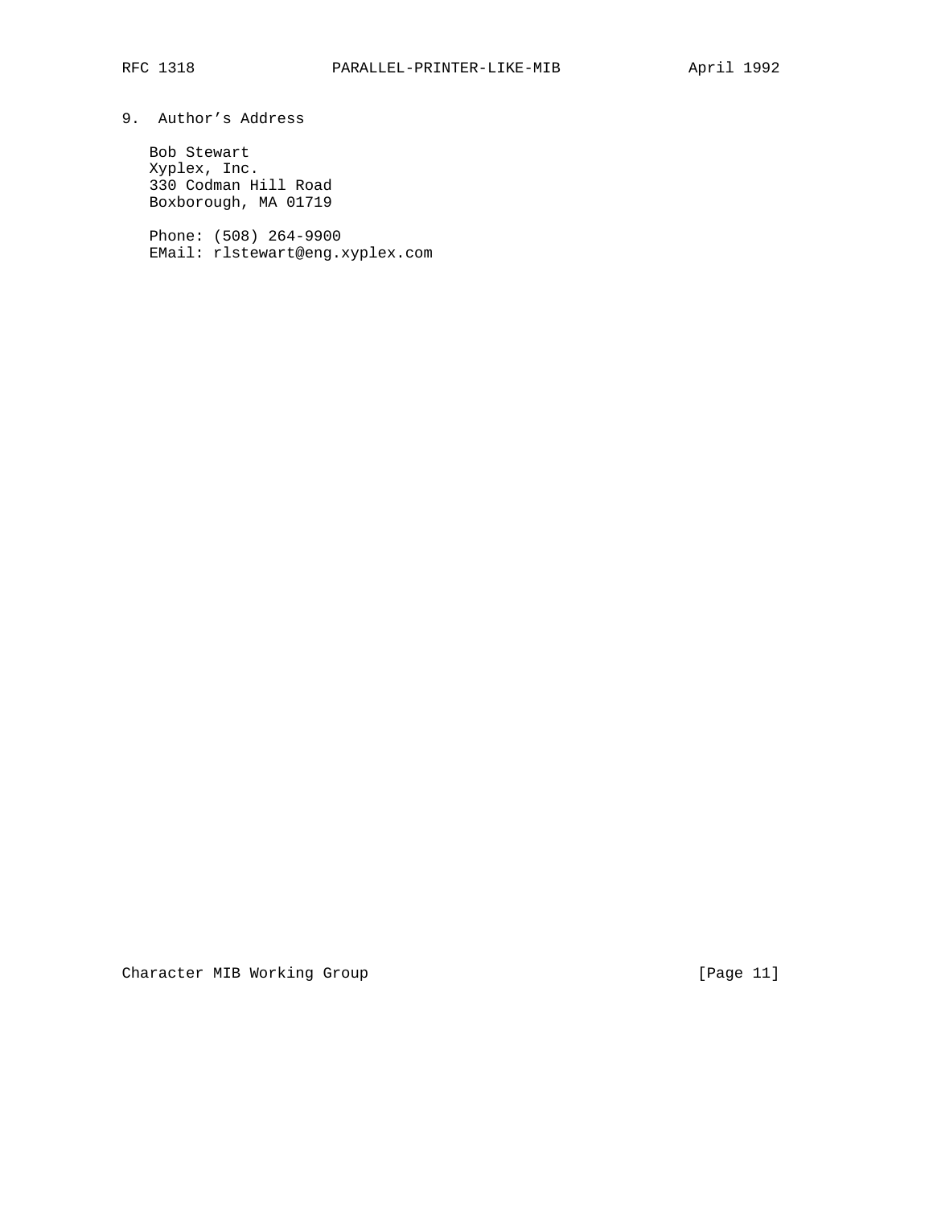## 9. Author's Address

Bob Stewart
Xyplex, Inc.
330 Codman Hill Road
Boxborough, MA 01719

Phone: (508) 264-9900
EMail: rlstewart@eng.xyplex.com